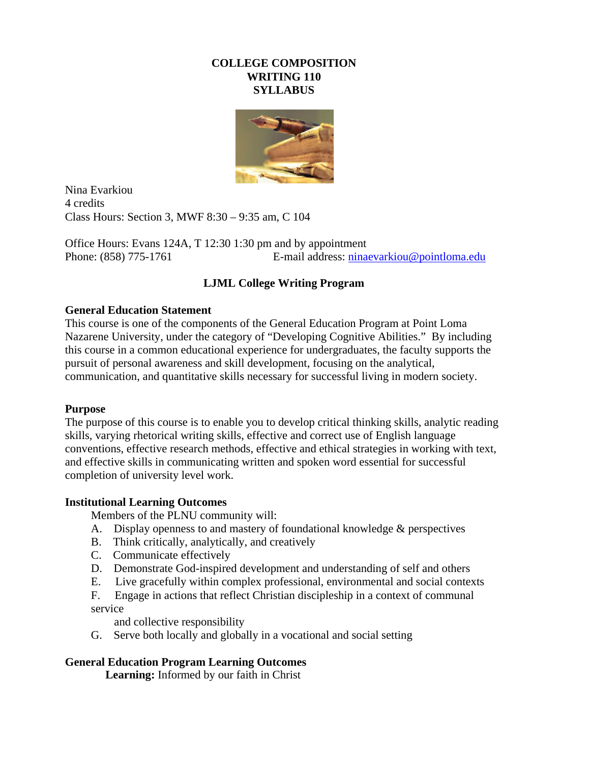# COLLEGE COMPOSITION
# WRITING 110
# SYLLABUS

Nina Evarkiou
4 credits
Class Hours: Section 3, MWF 8:30 – 9:35 am, C 104

Office Hours: Evans 124A, T 12:30 1:30 pm and by appointment
Phone: (858) 775-1761 E-mail address: ninaevarkiou@pointloma.edu

## LJML College Writing Program

### General Education Statement

This course is one of the components of the General Education Program at Point Loma Nazarene University, under the category of "Developing Cognitive Abilities." By including this course in a common educational experience for undergraduates, the faculty supports the pursuit of personal awareness and skill development, focusing on the analytical, communication, and quantitative skills necessary for successful living in modern society.

### Purpose

The purpose of this course is to enable you to develop critical thinking skills, analytic reading skills, varying rhetorical writing skills, effective and correct use of English language conventions, effective research methods, effective and ethical strategies in working with text, and effective skills in communicating written and spoken word essential for successful completion of university level work.

### Institutional Learning Outcomes

Members of the PLNU community will:

A. Display openness to and mastery of foundational knowledge & perspectives
B. Think critically, analytically, and creatively
C. Communicate effectively
D. Demonstrate God-inspired development and understanding of self and others
E. Live gracefully within complex professional, environmental and social contexts
F. Engage in actions that reflect Christian discipleship in a context of communal service and collective responsibility
G. Serve both locally and globally in a vocational and social setting

### General Education Program Learning Outcomes

**Learning:** Informed by our faith in Christ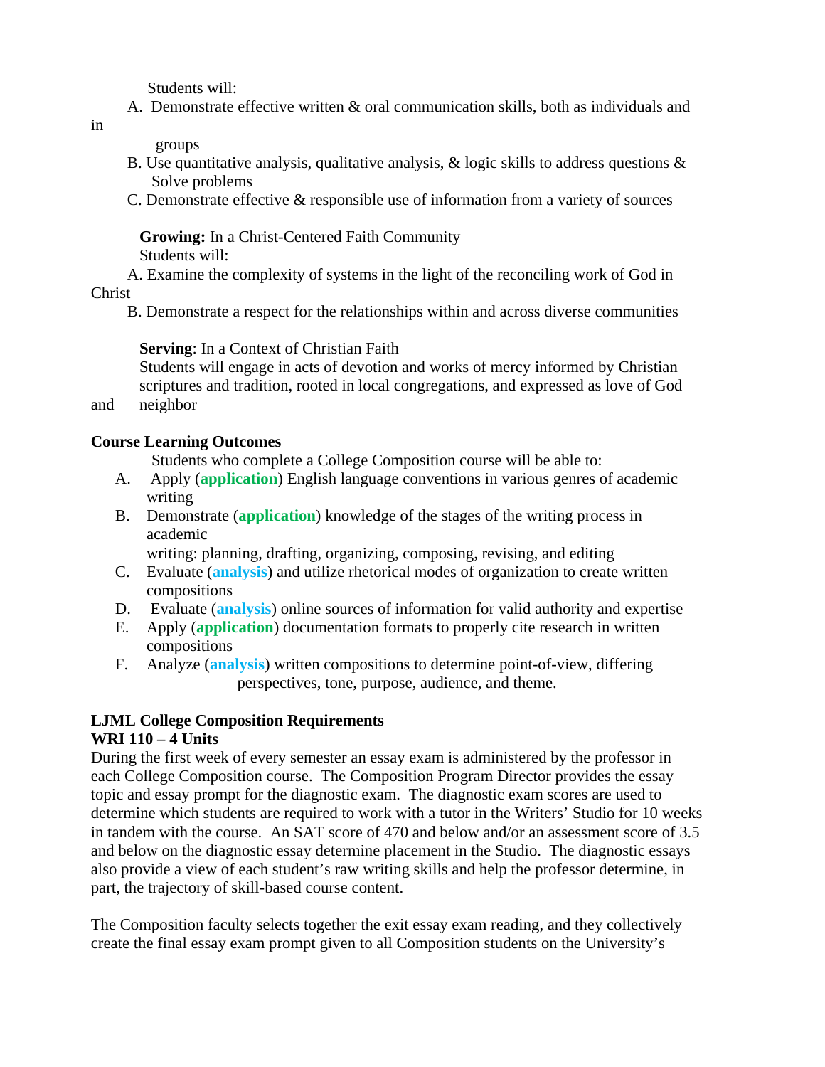Students will:

A. Demonstrate effective written & oral communication skills, both as individuals and in groups
B. Use quantitative analysis, qualitative analysis, & logic skills to address questions & Solve problems
C. Demonstrate effective & responsible use of information from a variety of sources

**Growing:** In a Christ-Centered Faith Community

Students will:

A. Examine the complexity of systems in the light of the reconciling work of God in Christ
B. Demonstrate a respect for the relationships within and across diverse communities

**Serving**: In a Context of Christian Faith

Students will engage in acts of devotion and works of mercy informed by Christian scriptures and tradition, rooted in local congregations, and expressed as love of God and neighbor

**Course Learning Outcomes**

Students who complete a College Composition course will be able to:

A. Apply (**application**) English language conventions in various genres of academic writing
B. Demonstrate (**application**) knowledge of the stages of the writing process in academic writing: planning, drafting, organizing, composing, revising, and editing
C. Evaluate (**analysis**) and utilize rhetorical modes of organization to create written compositions
D. Evaluate (**analysis**) online sources of information for valid authority and expertise
E. Apply (**application**) documentation formats to properly cite research in written compositions
F. Analyze (**analysis**) written compositions to determine point-of-view, differing perspectives, tone, purpose, audience, and theme.

**LJML College Composition Requirements**
**WRI 110 – 4 Units**

During the first week of every semester an essay exam is administered by the professor in each College Composition course. The Composition Program Director provides the essay topic and essay prompt for the diagnostic exam. The diagnostic exam scores are used to determine which students are required to work with a tutor in the Writers' Studio for 10 weeks in tandem with the course. An SAT score of 470 and below and/or an assessment score of 3.5 and below on the diagnostic essay determine placement in the Studio. The diagnostic essays also provide a view of each student's raw writing skills and help the professor determine, in part, the trajectory of skill-based course content.

The Composition faculty selects together the exit essay exam reading, and they collectively create the final essay exam prompt given to all Composition students on the University's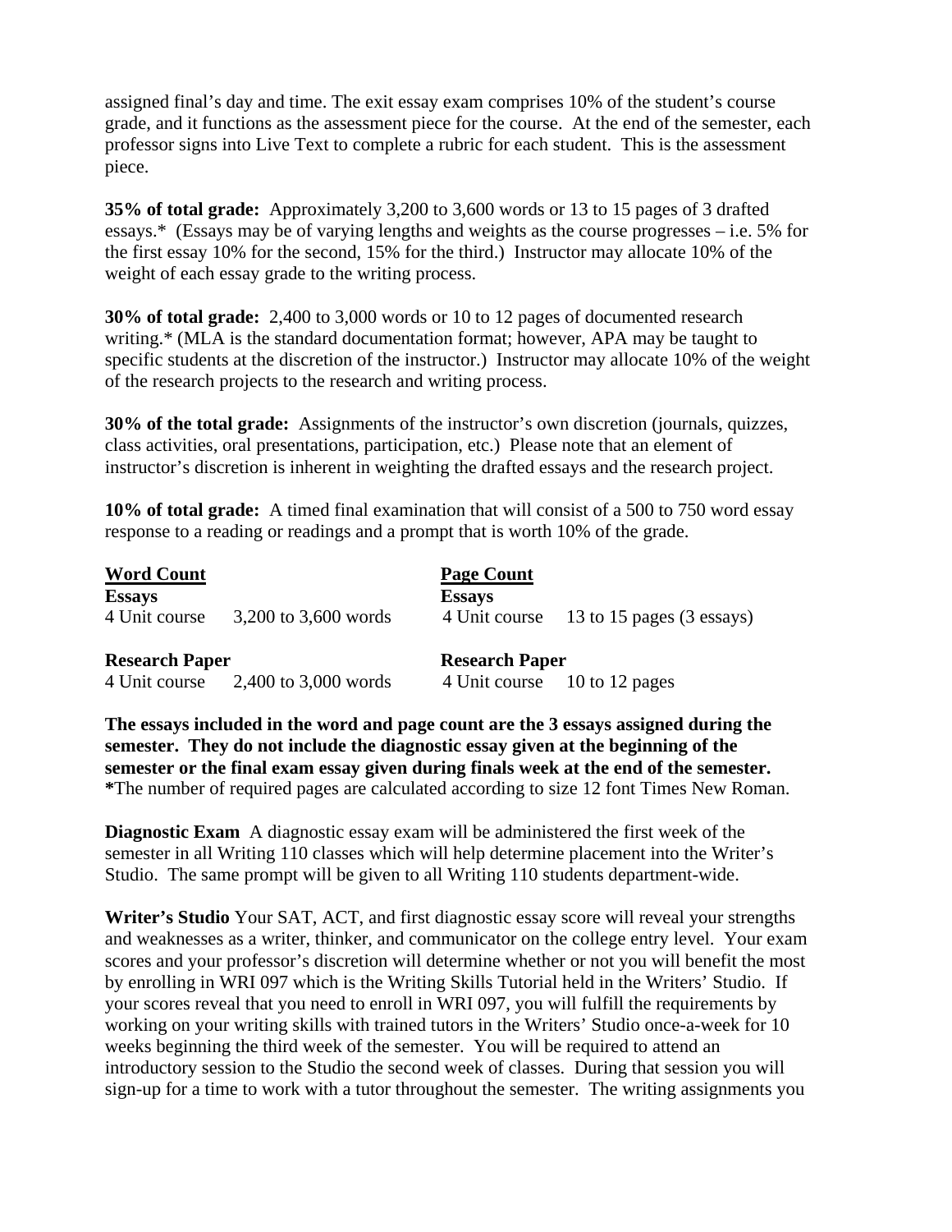assigned final's day and time. The exit essay exam comprises 10% of the student's course grade, and it functions as the assessment piece for the course. At the end of the semester, each professor signs into Live Text to complete a rubric for each student. This is the assessment piece.

**35% of total grade:** Approximately 3,200 to 3,600 words or 13 to 15 pages of 3 drafted essays.* (Essays may be of varying lengths and weights as the course progresses – i.e. 5% for the first essay 10% for the second, 15% for the third.) Instructor may allocate 10% of the weight of each essay grade to the writing process.

**30% of total grade:** 2,400 to 3,000 words or 10 to 12 pages of documented research writing.* (MLA is the standard documentation format; however, APA may be taught to specific students at the discretion of the instructor.) Instructor may allocate 10% of the weight of the research projects to the research and writing process.

**30% of the total grade:** Assignments of the instructor's own discretion (journals, quizzes, class activities, oral presentations, participation, etc.) Please note that an element of instructor's discretion is inherent in weighting the drafted essays and the research project.

**10% of total grade:** A timed final examination that will consist of a 500 to 750 word essay response to a reading or readings and a prompt that is worth 10% of the grade.

| **Word Count** | | **Page Count** | |
|---|---|---|---|
| **Essays** | | **Essays** | |
| 4 Unit course | 3,200 to 3,600 words | 4 Unit course | 13 to 15 pages (3 essays) |
| **Research Paper** | | **Research Paper** | |
| 4 Unit course | 2,400 to 3,000 words | 4 Unit course | 10 to 12 pages |

**The essays included in the word and page count are the 3 essays assigned during the semester. They do not include the diagnostic essay given at the beginning of the semester or the final exam essay given during finals week at the end of the semester.**
**\***The number of required pages are calculated according to size 12 font Times New Roman.

**Diagnostic Exam** A diagnostic essay exam will be administered the first week of the semester in all Writing 110 classes which will help determine placement into the Writer's Studio. The same prompt will be given to all Writing 110 students department-wide.

**Writer's Studio** Your SAT, ACT, and first diagnostic essay score will reveal your strengths and weaknesses as a writer, thinker, and communicator on the college entry level. Your exam scores and your professor's discretion will determine whether or not you will benefit the most by enrolling in WRI 097 which is the Writing Skills Tutorial held in the Writers' Studio. If your scores reveal that you need to enroll in WRI 097, you will fulfill the requirements by working on your writing skills with trained tutors in the Writers' Studio once-a-week for 10 weeks beginning the third week of the semester. You will be required to attend an introductory session to the Studio the second week of classes. During that session you will sign-up for a time to work with a tutor throughout the semester. The writing assignments you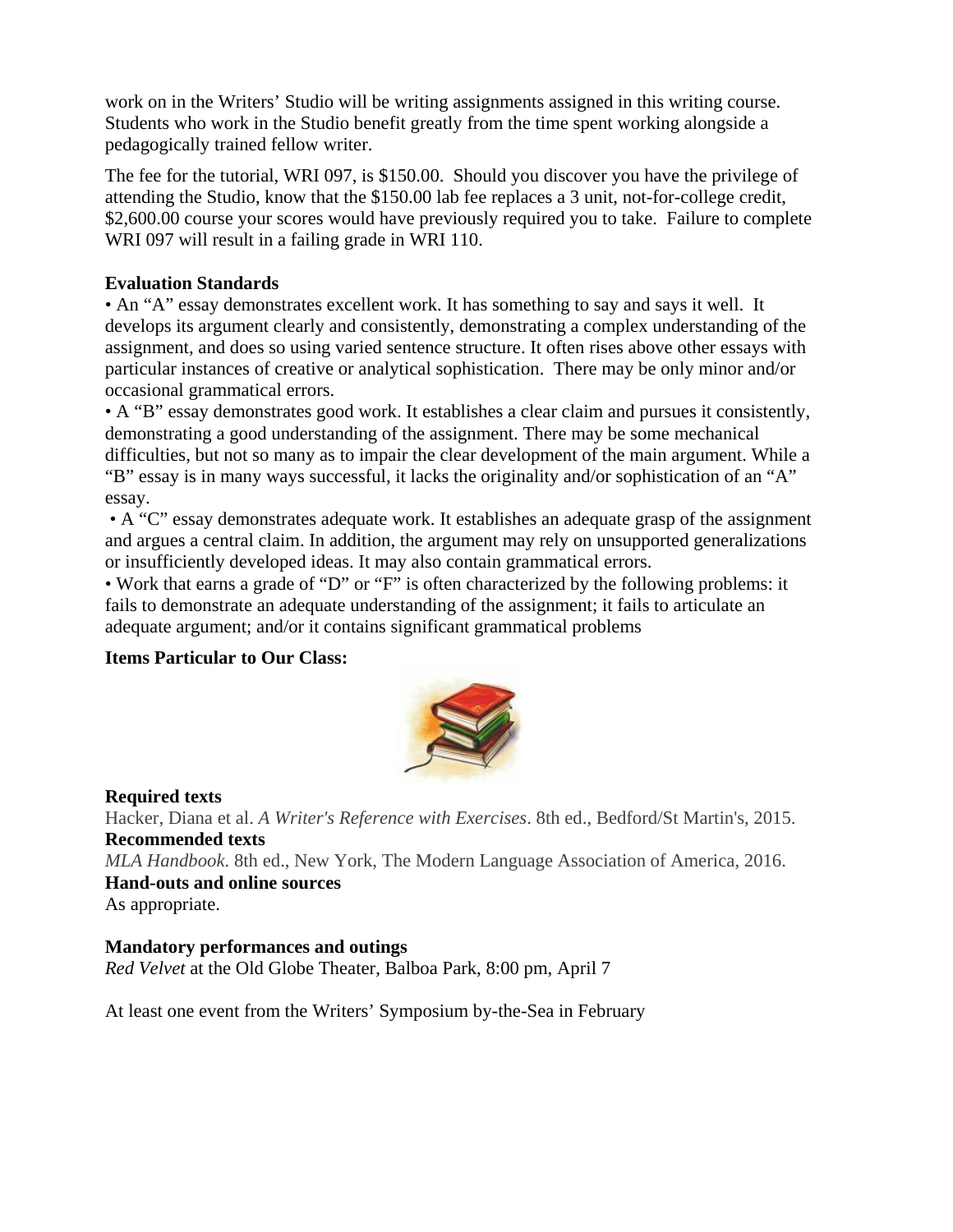work on in the Writers' Studio will be writing assignments assigned in this writing course. Students who work in the Studio benefit greatly from the time spent working alongside a pedagogically trained fellow writer.

The fee for the tutorial, WRI 097, is $150.00. Should you discover you have the privilege of attending the Studio, know that the $150.00 lab fee replaces a 3 unit, not-for-college credit, $2,600.00 course your scores would have previously required you to take. Failure to complete WRI 097 will result in a failing grade in WRI 110.

**Evaluation Standards**

- An "A" essay demonstrates excellent work. It has something to say and says it well. It develops its argument clearly and consistently, demonstrating a complex understanding of the assignment, and does so using varied sentence structure. It often rises above other essays with particular instances of creative or analytical sophistication. There may be only minor and/or occasional grammatical errors.
- A "B" essay demonstrates good work. It establishes a clear claim and pursues it consistently, demonstrating a good understanding of the assignment. There may be some mechanical difficulties, but not so many as to impair the clear development of the main argument. While a "B" essay is in many ways successful, it lacks the originality and/or sophistication of an "A" essay.
- A "C" essay demonstrates adequate work. It establishes an adequate grasp of the assignment and argues a central claim. In addition, the argument may rely on unsupported generalizations or insufficiently developed ideas. It may also contain grammatical errors.
- Work that earns a grade of "D" or "F" is often characterized by the following problems: it fails to demonstrate an adequate understanding of the assignment; it fails to articulate an adequate argument; and/or it contains significant grammatical problems

**Items Particular to Our Class:**

**Required texts**

Hacker, Diana et al. *A Writer's Reference with Exercises*. 8th ed., Bedford/St Martin's, 2015.

**Recommended texts**

*MLA Handbook*. 8th ed., New York, The Modern Language Association of America, 2016.

**Hand-outs and online sources**

As appropriate.

**Mandatory performances and outings**

*Red Velvet* at the Old Globe Theater, Balboa Park, 8:00 pm, April 7

At least one event from the Writers' Symposium by-the-Sea in February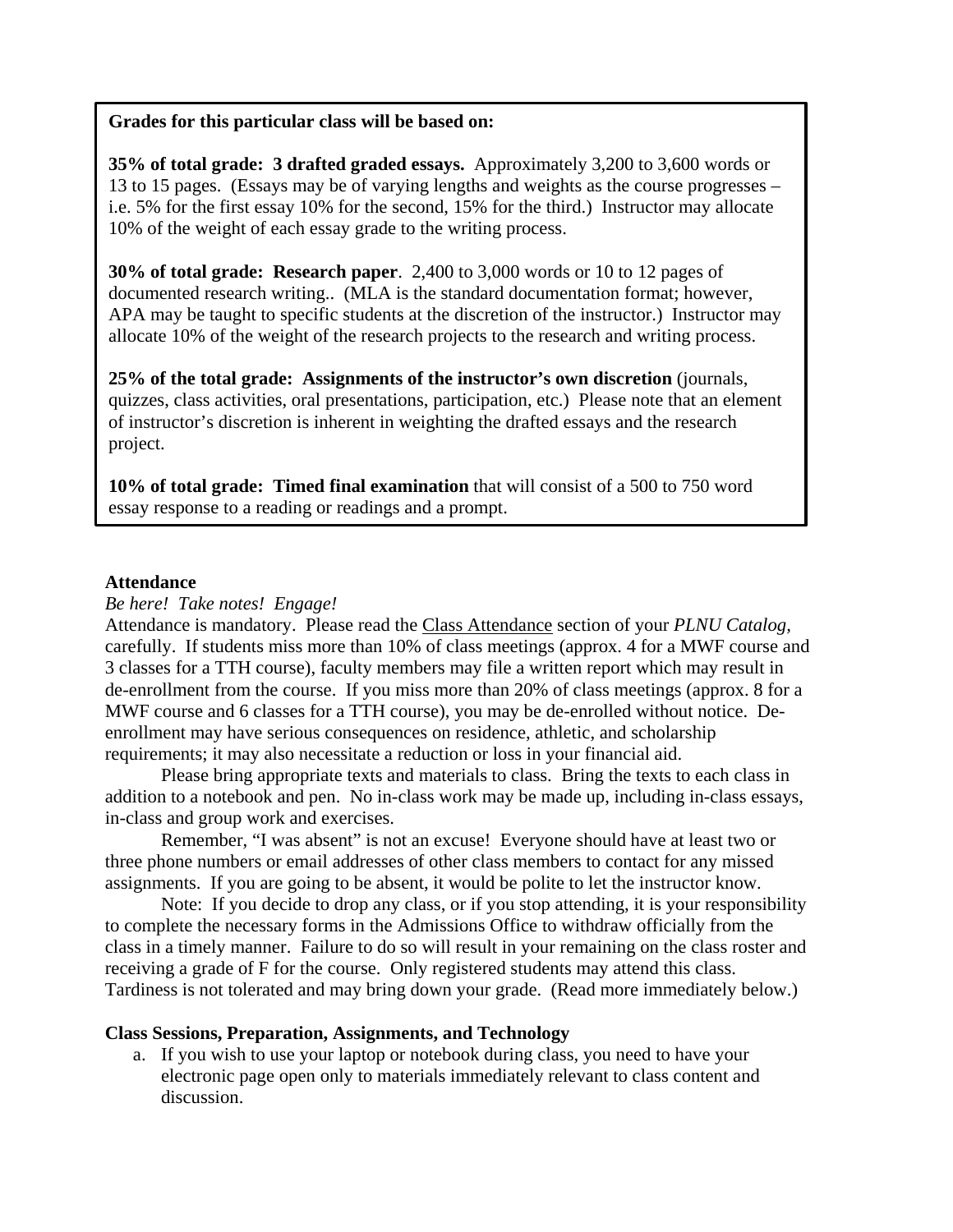**Grades for this particular class will be based on:**

**35% of total grade: 3 drafted graded essays.** Approximately 3,200 to 3,600 words or 13 to 15 pages. (Essays may be of varying lengths and weights as the course progresses – i.e. 5% for the first essay 10% for the second, 15% for the third.) Instructor may allocate 10% of the weight of each essay grade to the writing process.

**30% of total grade: Research paper**. 2,400 to 3,000 words or 10 to 12 pages of documented research writing.. (MLA is the standard documentation format; however, APA may be taught to specific students at the discretion of the instructor.) Instructor may allocate 10% of the weight of the research projects to the research and writing process.

**25% of the total grade: Assignments of the instructor's own discretion** (journals, quizzes, class activities, oral presentations, participation, etc.) Please note that an element of instructor's discretion is inherent in weighting the drafted essays and the research project.

**10% of total grade: Timed final examination** that will consist of a 500 to 750 word essay response to a reading or readings and a prompt.

**Attendance**

*Be here! Take notes! Engage!*

Attendance is mandatory. Please read the Class Attendance section of your *PLNU Catalog,* carefully. If students miss more than 10% of class meetings (approx. 4 for a MWF course and 3 classes for a TTH course), faculty members may file a written report which may result in de-enrollment from the course. If you miss more than 20% of class meetings (approx. 8 for a MWF course and 6 classes for a TTH course), you may be de-enrolled without notice. De-enrollment may have serious consequences on residence, athletic, and scholarship requirements; it may also necessitate a reduction or loss in your financial aid.

Please bring appropriate texts and materials to class. Bring the texts to each class in addition to a notebook and pen. No in-class work may be made up, including in-class essays, in-class and group work and exercises.

Remember, "I was absent" is not an excuse! Everyone should have at least two or three phone numbers or email addresses of other class members to contact for any missed assignments. If you are going to be absent, it would be polite to let the instructor know.

Note: If you decide to drop any class, or if you stop attending, it is your responsibility to complete the necessary forms in the Admissions Office to withdraw officially from the class in a timely manner. Failure to do so will result in your remaining on the class roster and receiving a grade of F for the course. Only registered students may attend this class. Tardiness is not tolerated and may bring down your grade. (Read more immediately below.)

**Class Sessions, Preparation, Assignments, and Technology**

a. If you wish to use your laptop or notebook during class, you need to have your electronic page open only to materials immediately relevant to class content and discussion.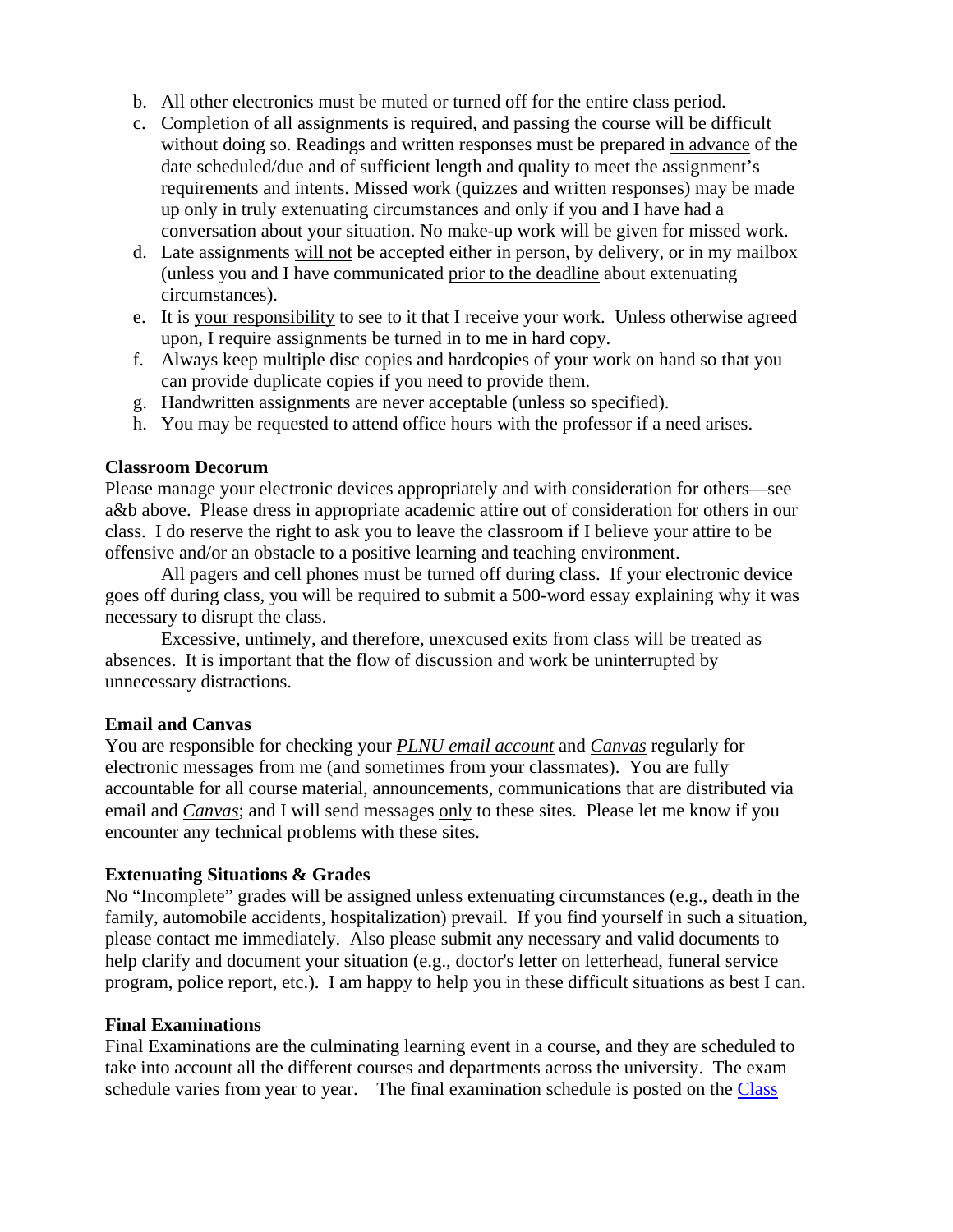b. All other electronics must be muted or turned off for the entire class period.
c. Completion of all assignments is required, and passing the course will be difficult without doing so. Readings and written responses must be prepared in advance of the date scheduled/due and of sufficient length and quality to meet the assignment's requirements and intents. Missed work (quizzes and written responses) may be made up only in truly extenuating circumstances and only if you and I have had a conversation about your situation. No make-up work will be given for missed work.
d. Late assignments will not be accepted either in person, by delivery, or in my mailbox (unless you and I have communicated prior to the deadline about extenuating circumstances).
e. It is your responsibility to see to it that I receive your work. Unless otherwise agreed upon, I require assignments be turned in to me in hard copy.
f. Always keep multiple disc copies and hardcopies of your work on hand so that you can provide duplicate copies if you need to provide them.
g. Handwritten assignments are never acceptable (unless so specified).
h. You may be requested to attend office hours with the professor if a need arises.

**Classroom Decorum**

Please manage your electronic devices appropriately and with consideration for others—see a&b above. Please dress in appropriate academic attire out of consideration for others in our class. I do reserve the right to ask you to leave the classroom if I believe your attire to be offensive and/or an obstacle to a positive learning and teaching environment.

All pagers and cell phones must be turned off during class. If your electronic device goes off during class, you will be required to submit a 500-word essay explaining why it was necessary to disrupt the class.

Excessive, untimely, and therefore, unexcused exits from class will be treated as absences. It is important that the flow of discussion and work be uninterrupted by unnecessary distractions.

**Email and Canvas**

You are responsible for checking your *PLNU email account* and *Canvas* regularly for electronic messages from me (and sometimes from your classmates). You are fully accountable for all course material, announcements, communications that are distributed via email and *Canvas*; and I will send messages only to these sites. Please let me know if you encounter any technical problems with these sites.

**Extenuating Situations & Grades**

No "Incomplete" grades will be assigned unless extenuating circumstances (e.g., death in the family, automobile accidents, hospitalization) prevail. If you find yourself in such a situation, please contact me immediately. Also please submit any necessary and valid documents to help clarify and document your situation (e.g., doctor's letter on letterhead, funeral service program, police report, etc.). I am happy to help you in these difficult situations as best I can.

**Final Examinations**

Final Examinations are the culminating learning event in a course, and they are scheduled to take into account all the different courses and departments across the university. The exam schedule varies from year to year. The final examination schedule is posted on the Class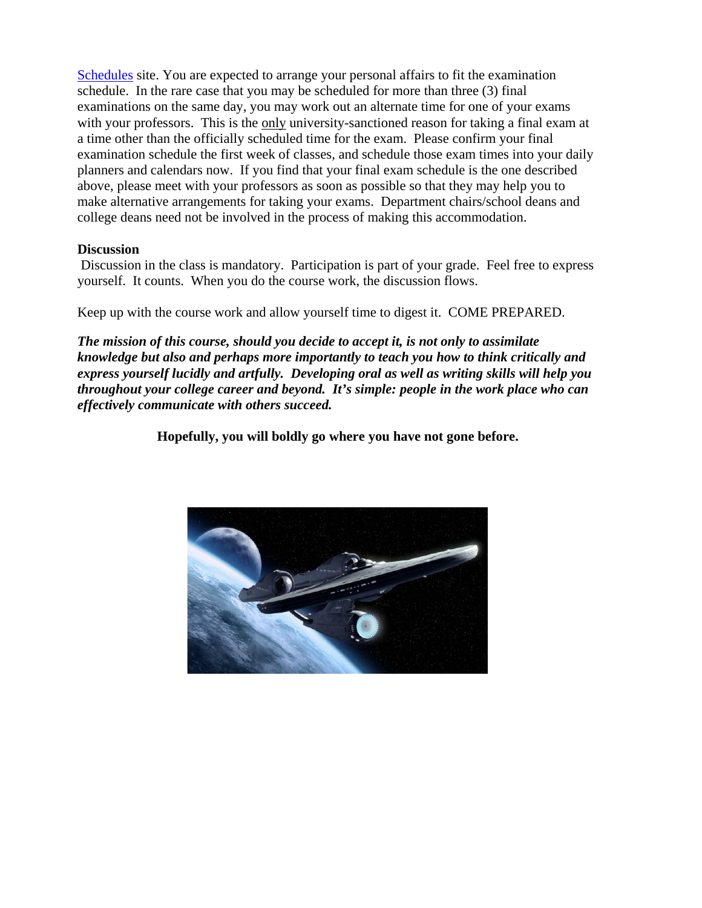Schedules site. You are expected to arrange your personal affairs to fit the examination schedule. In the rare case that you may be scheduled for more than three (3) final examinations on the same day, you may work out an alternate time for one of your exams with your professors. This is the only university-sanctioned reason for taking a final exam at a time other than the officially scheduled time for the exam. Please confirm your final examination schedule the first week of classes, and schedule those exam times into your daily planners and calendars now. If you find that your final exam schedule is the one described above, please meet with your professors as soon as possible so that they may help you to make alternative arrangements for taking your exams. Department chairs/school deans and college deans need not be involved in the process of making this accommodation.

**Discussion**

Discussion in the class is mandatory. Participation is part of your grade. Feel free to express yourself. It counts. When you do the course work, the discussion flows.

Keep up with the course work and allow yourself time to digest it. COME PREPARED.

***The mission of this course, should you decide to accept it, is not only to assimilate knowledge but also and perhaps more importantly to teach you how to think critically and express yourself lucidly and artfully. Developing oral as well as writing skills will help you throughout your college career and beyond. It's simple: people in the work place who can effectively communicate with others succeed.***

**Hopefully, you will boldly go where you have not gone before.**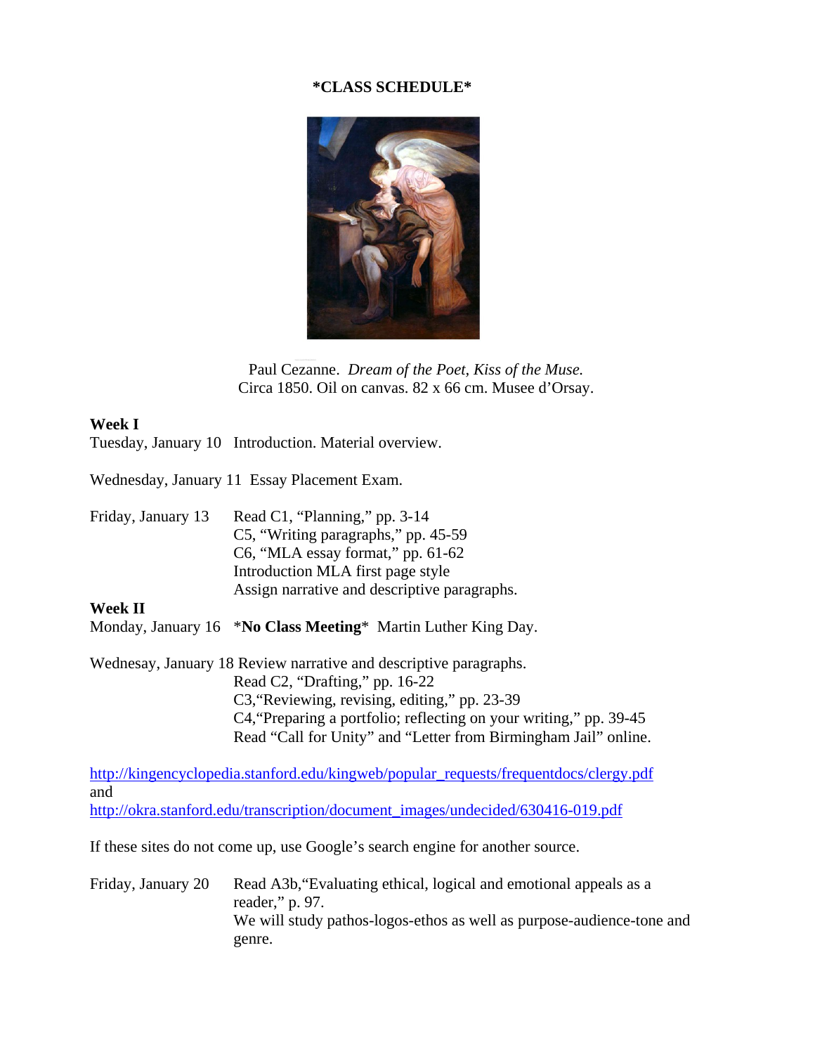**\*CLASS SCHEDULE\***

Paul Cezanne. *Dream of the Poet, Kiss of the Muse.*
Circa 1850. Oil on canvas. 82 x 66 cm. Musee d'Orsay.

**Week I**

Tuesday, January 10 Introduction. Material overview.

Wednesay, January 11 Essay Placement Exam.

Friday, January 13 Read C1, "Planning," pp. 3-14
C5, "Writing paragraphs," pp. 45-59
C6, "MLA essay format," pp. 61-62
Introduction MLA first page style
Assign narrative and descriptive paragraphs.

**Week II**

Monday, January 16 \***No Class Meeting**\* Martin Luther King Day.

Wednesay, January 18 Review narrative and descriptive paragraphs.
Read C2, "Drafting," pp. 16-22
C3,"Reviewing, revising, editing," pp. 23-39
C4,"Preparing a portfolio; reflecting on your writing," pp. 39-45
Read "Call for Unity" and "Letter from Birmingham Jail" online.

http://kingencyclopedia.stanford.edu/kingweb/popular_requests/frequentdocs/clergy.pdf
and
http://okra.stanford.edu/transcription/document_images/undecided/630416-019.pdf

If these sites do not come up, use Google's search engine for another source.

Friday, January 20 Read A3b,"Evaluating ethical, logical and emotional appeals as a reader," p. 97.
We will study pathos-logos-ethos as well as purpose-audience-tone and genre.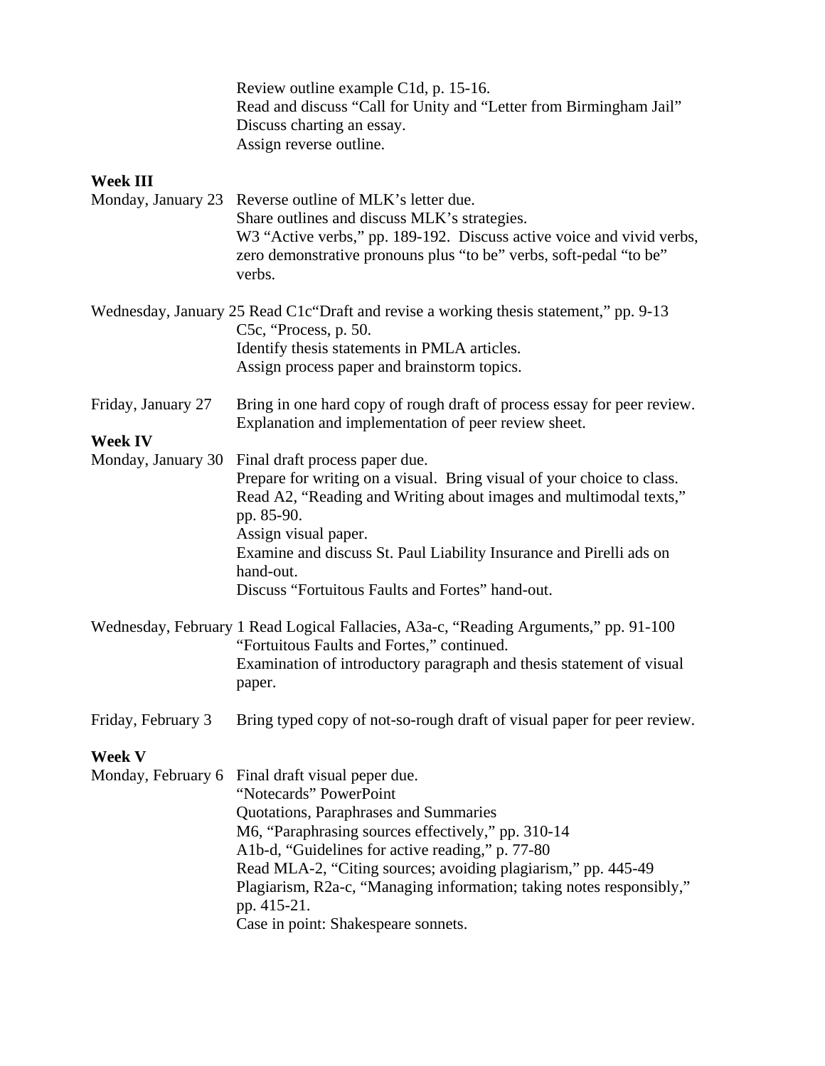Review outline example C1d, p. 15-16.
Read and discuss "Call for Unity and "Letter from Birmingham Jail"
Discuss charting an essay.
Assign reverse outline.

**Week III**

Monday, January 23 Reverse outline of MLK's letter due.
Share outlines and discuss MLK's strategies.
W3 "Active verbs," pp. 189-192. Discuss active voice and vivid verbs, zero demonstrative pronouns plus "to be" verbs, soft-pedal "to be" verbs.

Wednesday, January 25 Read C1c"Draft and revise a working thesis statement," pp. 9-13
C5c, "Process, p. 50.
Identify thesis statements in PMLA articles.
Assign process paper and brainstorm topics.

Friday, January 27 Bring in one hard copy of rough draft of process essay for peer review.
Explanation and implementation of peer review sheet.

**Week IV**

Monday, January 30 Final draft process paper due.
Prepare for writing on a visual. Bring visual of your choice to class.
Read A2, "Reading and Writing about images and multimodal texts," pp. 85-90.
Assign visual paper.
Examine and discuss St. Paul Liability Insurance and Pirelli ads on hand-out.
Discuss "Fortuitous Faults and Fortes" hand-out.

Wednesday, February 1 Read Logical Fallacies, A3a-c, "Reading Arguments," pp. 91-100
"Fortuitous Faults and Fortes," continued.
Examination of introductory paragraph and thesis statement of visual paper.

Friday, February 3 Bring typed copy of not-so-rough draft of visual paper for peer review.

**Week V**

Monday, February 6 Final draft visual peper due.
"Notecards" PowerPoint
Quotations, Paraphrases and Summaries
M6, "Paraphrasing sources effectively," pp. 310-14
A1b-d, "Guidelines for active reading," p. 77-80
Read MLA-2, "Citing sources; avoiding plagiarism," pp. 445-49
Plagiarism, R2a-c, "Managing information; taking notes responsibly," pp. 415-21.
Case in point: Shakespeare sonnets.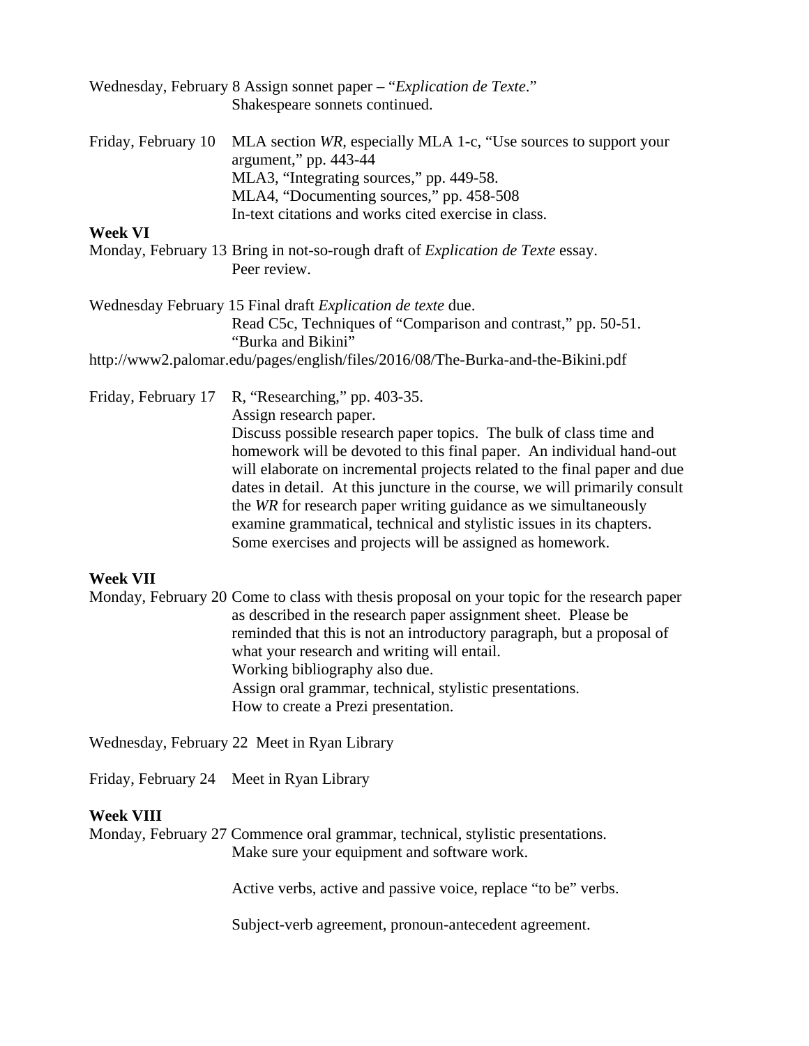Wednesday, February 8 Assign sonnet paper – "*Explication de Texte*."
Shakespeare sonnets continued.

Friday, February 10 MLA section *WR*, especially MLA 1-c, "Use sources to support your argument," pp. 443-44
MLA3, "Integrating sources," pp. 449-58.
MLA4, "Documenting sources," pp. 458-508
In-text citations and works cited exercise in class.

**Week VI**

Monday, February 13 Bring in not-so-rough draft of *Explication de Texte* essay.
Peer review.

Wednesday February 15 Final draft *Explication de texte* due.
Read C5c, Techniques of "Comparison and contrast," pp. 50-51.
"Burka and Bikini"
http://www2.palomar.edu/pages/english/files/2016/08/The-Burka-and-the-Bikini.pdf

Friday, February 17 R, "Researching," pp. 403-35.
Assign research paper.
Discuss possible research paper topics. The bulk of class time and homework will be devoted to this final paper. An individual hand-out will elaborate on incremental projects related to the final paper and due dates in detail. At this juncture in the course, we will primarily consult the *WR* for research paper writing guidance as we simultaneously examine grammatical, technical and stylistic issues in its chapters. Some exercises and projects will be assigned as homework.

**Week VII**

Monday, February 20 Come to class with thesis proposal on your topic for the research paper as described in the research paper assignment sheet. Please be reminded that this is not an introductory paragraph, but a proposal of what your research and writing will entail.
Working bibliography also due.
Assign oral grammar, technical, stylistic presentations.
How to create a Prezi presentation.

Wednesday, February 22 Meet in Ryan Library

Friday, February 24 Meet in Ryan Library

**Week VIII**

Monday, February 27 Commence oral grammar, technical, stylistic presentations.
Make sure your equipment and software work.

Active verbs, active and passive voice, replace "to be" verbs.

Subject-verb agreement, pronoun-antecedent agreement.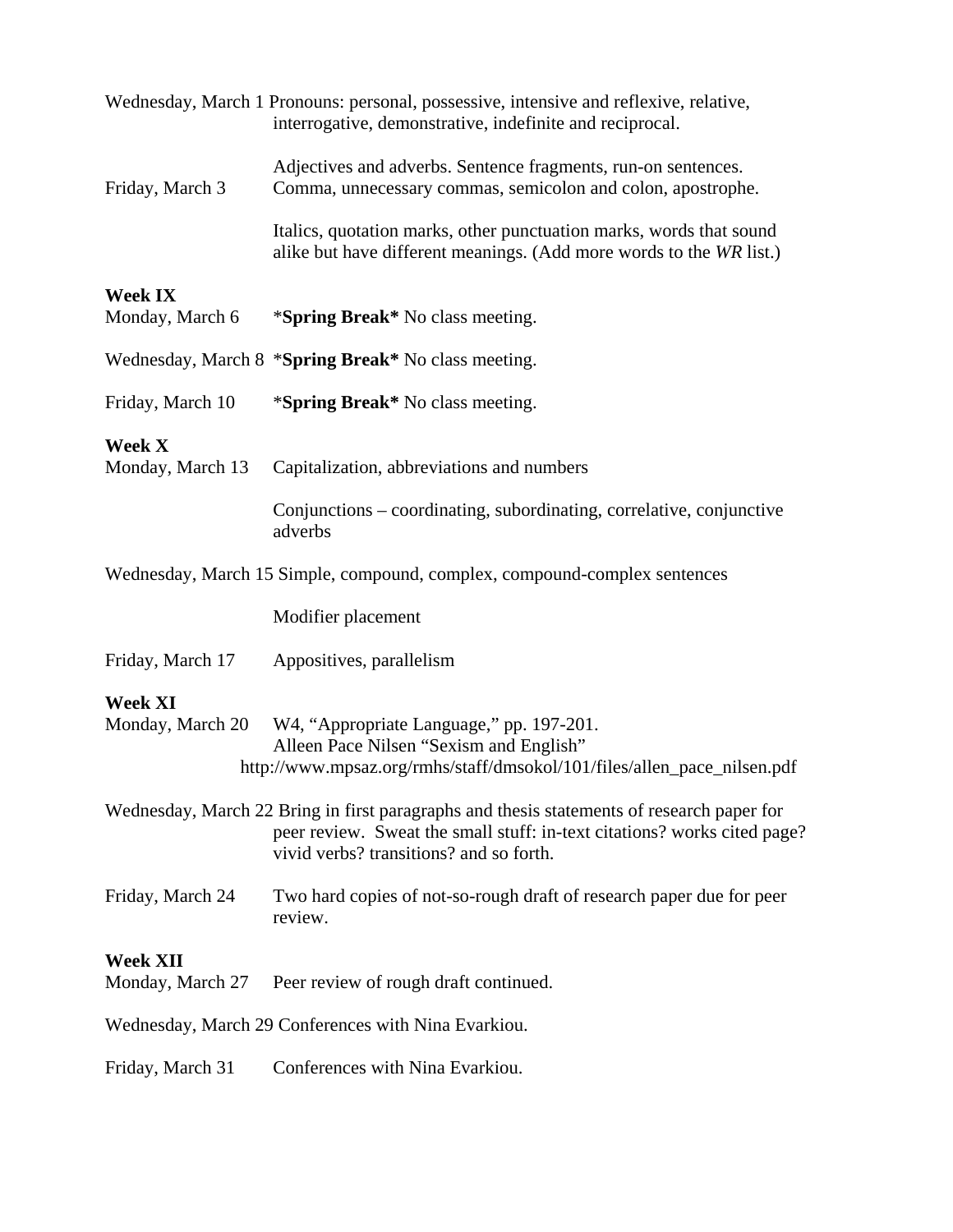Wednesday, March 1 Pronouns: personal, possessive, intensive and reflexive, relative, interrogative, demonstrative, indefinite and reciprocal.

Friday, March 3 Adjectives and adverbs. Sentence fragments, run-on sentences. Comma, unnecessary commas, semicolon and colon, apostrophe.

Italics, quotation marks, other punctuation marks, words that sound alike but have different meanings. (Add more words to the *WR* list.)

**Week IX**

Monday, March 6 *__Spring Break__* No class meeting.

Wednesday, March 8 *__Spring Break__* No class meeting.

Friday, March 10 *__Spring Break__* No class meeting.

**Week X**

Monday, March 13 Capitalization, abbreviations and numbers

Conjunctions – coordinating, subordinating, correlative, conjunctive adverbs

Wednesday, March 15 Simple, compound, complex, compound-complex sentences

Modifier placement

Friday, March 17 Appositives, parallelism

**Week XI**

Monday, March 20 W4, "Appropriate Language," pp. 197-201.
Alleen Pace Nilsen "Sexism and English"
http://www.mpsaz.org/rmhs/staff/dmsokol/101/files/allen_pace_nilsen.pdf

Wednesday, March 22 Bring in first paragraphs and thesis statements of research paper for peer review. Sweat the small stuff: in-text citations? works cited page? vivid verbs? transitions? and so forth.

Friday, March 24 Two hard copies of not-so-rough draft of research paper due for peer review.

**Week XII**

Monday, March 27 Peer review of rough draft continued.

Wednesday, March 29 Conferences with Nina Evarkiou.

Friday, March 31 Conferences with Nina Evarkiou.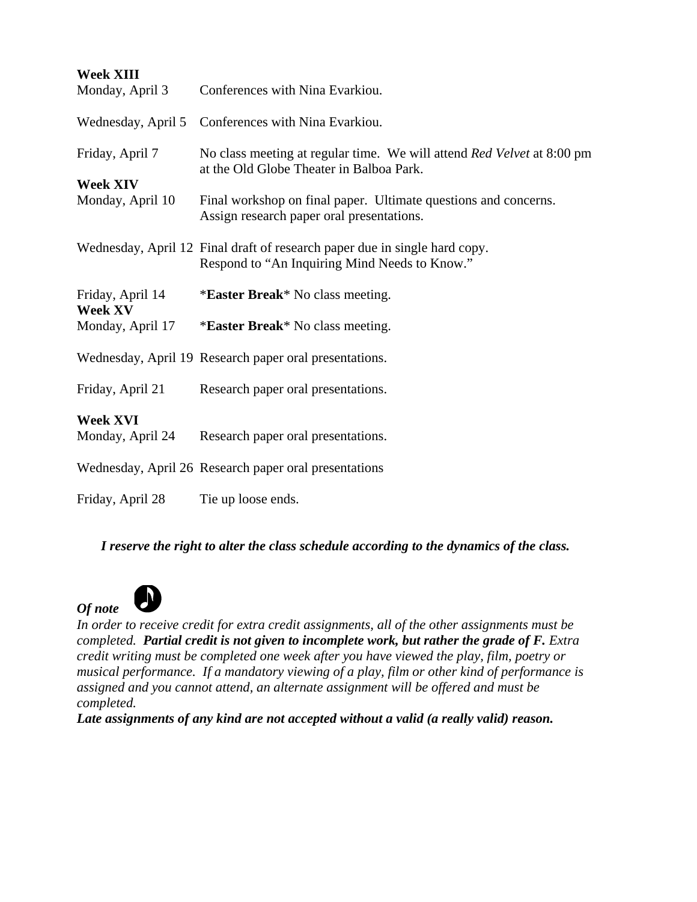**Week XIII**

Monday, April 3 — Conferences with Nina Evarkiou.

Wednesday, April 5 — Conferences with Nina Evarkiou.

Friday, April 7 — No class meeting at regular time. We will attend *Red Velvet* at 8:00 pm at the Old Globe Theater in Balboa Park.

**Week XIV**

Monday, April 10 — Final workshop on final paper. Ultimate questions and concerns. Assign research paper oral presentations.

Wednesday, April 12 — Final draft of research paper due in single hard copy. Respond to "An Inquiring Mind Needs to Know."

Friday, April 14 — \***Easter Break**\* No class meeting.

**Week XV**

Monday, April 17 — \***Easter Break**\* No class meeting.

Wednesday, April 19 — Research paper oral presentations.

Friday, April 21 — Research paper oral presentations.

**Week XVI**

Monday, April 24 — Research paper oral presentations.

Wednesday, April 26 — Research paper oral presentations

Friday, April 28 — Tie up loose ends.

***I reserve the right to alter the class schedule according to the dynamics of the class.***

***Of note*** ♪

*In order to receive credit for extra credit assignments, all of the other assignments must be completed.* ***Partial credit is not given to incomplete work, but rather the grade of F.*** *Extra credit writing must be completed one week after you have viewed the play, film, poetry or musical performance. If a mandatory viewing of a play, film or other kind of performance is assigned and you cannot attend, an alternate assignment will be offered and must be completed.*

***Late assignments of any kind are not accepted without a valid (a really valid) reason.***